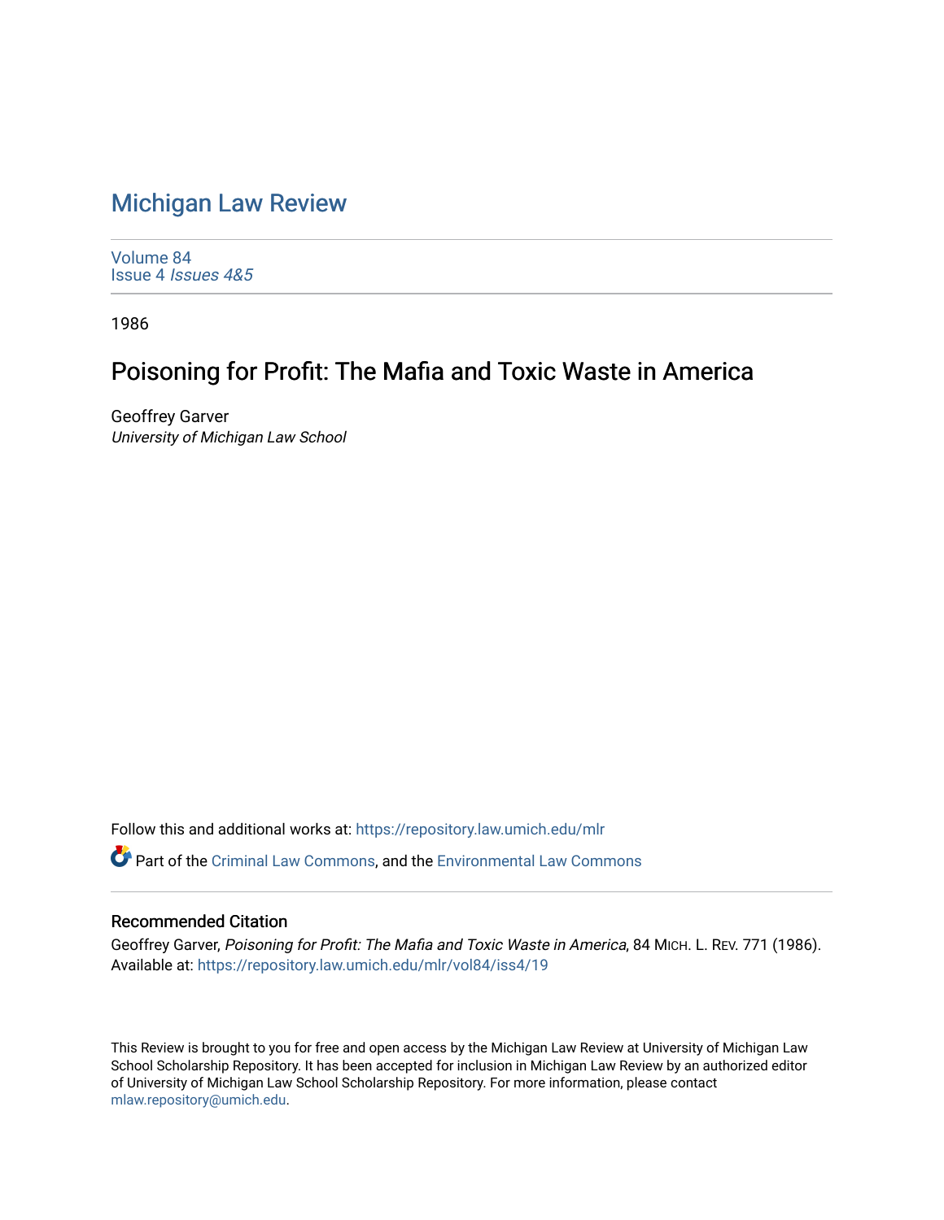# Michigan Law Review

Volume 84
Issue 4 *Issues 4&5*

1986

## Poisoning for Profit: The Mafia and Toxic Waste in America

Geoffrey Garver
*University of Michigan Law School*

Follow this and additional works at: https://repository.law.umich.edu/mlr

Part of the Criminal Law Commons, and the Environmental Law Commons

### Recommended Citation

Geoffrey Garver, *Poisoning for Profit: The Mafia and Toxic Waste in America*, 84 MICH. L. REV. 771 (1986).
Available at: https://repository.law.umich.edu/mlr/vol84/iss4/19

This Review is brought to you for free and open access by the Michigan Law Review at University of Michigan Law School Scholarship Repository. It has been accepted for inclusion in Michigan Law Review by an authorized editor of University of Michigan Law School Scholarship Repository. For more information, please contact mlaw.repository@umich.edu.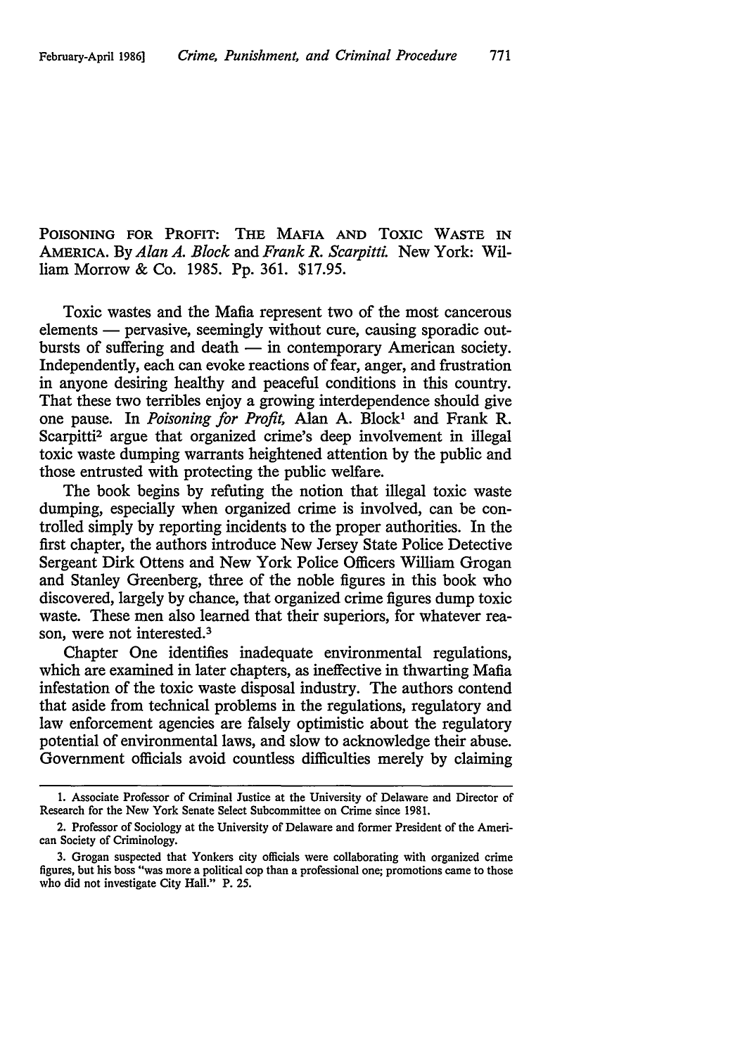POISONING FOR PROFIT: THE MAFIA AND TOXIC WASTE IN AMERICA. By *Alan A. Block* and *Frank R. Scarpitti.* New York: William Morrow & Co. 1985. Pp. 361. $17.95.

Toxic wastes and the Mafia represent two of the most cancerous elements — pervasive, seemingly without cure, causing sporadic outbursts of suffering and death — in contemporary American society. Independently, each can evoke reactions of fear, anger, and frustration in anyone desiring healthy and peaceful conditions in this country. That these two terribles enjoy a growing interdependence should give one pause. In *Poisoning for Profit,* Alan A. Block[1] and Frank R. Scarpitti[2] argue that organized crime's deep involvement in illegal toxic waste dumping warrants heightened attention by the public and those entrusted with protecting the public welfare.

The book begins by refuting the notion that illegal toxic waste dumping, especially when organized crime is involved, can be controlled simply by reporting incidents to the proper authorities. In the first chapter, the authors introduce New Jersey State Police Detective Sergeant Dirk Ottens and New York Police Officers William Grogan and Stanley Greenberg, three of the noble figures in this book who discovered, largely by chance, that organized crime figures dump toxic waste. These men also learned that their superiors, for whatever reason, were not interested.[3]

Chapter One identifies inadequate environmental regulations, which are examined in later chapters, as ineffective in thwarting Mafia infestation of the toxic waste disposal industry. The authors contend that aside from technical problems in the regulations, regulatory and law enforcement agencies are falsely optimistic about the regulatory potential of environmental laws, and slow to acknowledge their abuse. Government officials avoid countless difficulties merely by claiming

---

1. Associate Professor of Criminal Justice at the University of Delaware and Director of Research for the New York Senate Select Subcommittee on Crime since 1981.

2. Professor of Sociology at the University of Delaware and former President of the American Society of Criminology.

3. Grogan suspected that Yonkers city officials were collaborating with organized crime figures, but his boss "was more a political cop than a professional one; promotions came to those who did not investigate City Hall." P. 25.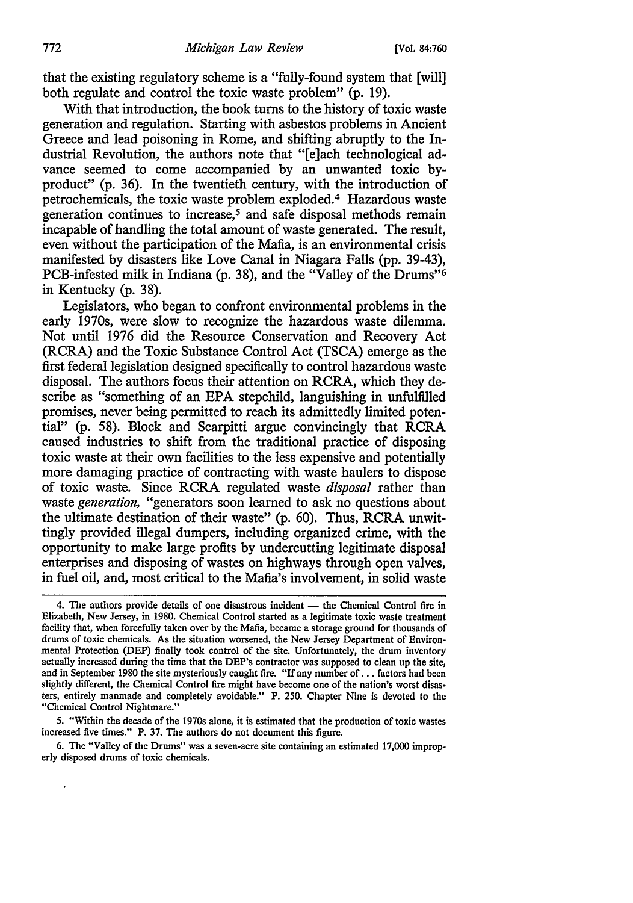that the existing regulatory scheme is a "fully-found system that [will] both regulate and control the toxic waste problem" (p. 19).

With that introduction, the book turns to the history of toxic waste generation and regulation. Starting with asbestos problems in Ancient Greece and lead poisoning in Rome, and shifting abruptly to the Industrial Revolution, the authors note that "[e]ach technological advance seemed to come accompanied by an unwanted toxic by-product" (p. 36). In the twentieth century, with the introduction of petrochemicals, the toxic waste problem exploded.[4] Hazardous waste generation continues to increase,[5] and safe disposal methods remain incapable of handling the total amount of waste generated. The result, even without the participation of the Mafia, is an environmental crisis manifested by disasters like Love Canal in Niagara Falls (pp. 39-43), PCB-infested milk in Indiana (p. 38), and the "Valley of the Drums"[6] in Kentucky (p. 38).

Legislators, who began to confront environmental problems in the early 1970s, were slow to recognize the hazardous waste dilemma. Not until 1976 did the Resource Conservation and Recovery Act (RCRA) and the Toxic Substance Control Act (TSCA) emerge as the first federal legislation designed specifically to control hazardous waste disposal. The authors focus their attention on RCRA, which they describe as "something of an EPA stepchild, languishing in unfulfilled promises, never being permitted to reach its admittedly limited potential" (p. 58). Block and Scarpitti argue convincingly that RCRA caused industries to shift from the traditional practice of disposing toxic waste at their own facilities to the less expensive and potentially more damaging practice of contracting with waste haulers to dispose of toxic waste. Since RCRA regulated waste *disposal* rather than waste *generation*, "generators soon learned to ask no questions about the ultimate destination of their waste" (p. 60). Thus, RCRA unwittingly provided illegal dumpers, including organized crime, with the opportunity to make large profits by undercutting legitimate disposal enterprises and disposing of wastes on highways through open valves, in fuel oil, and, most critical to the Mafia's involvement, in solid waste

---

4. The authors provide details of one disastrous incident — the Chemical Control fire in Elizabeth, New Jersey, in 1980. Chemical Control started as a legitimate toxic waste treatment facility that, when forcefully taken over by the Mafia, became a storage ground for thousands of drums of toxic chemicals. As the situation worsened, the New Jersey Department of Environmental Protection (DEP) finally took control of the site. Unfortunately, the drum inventory actually increased during the time that the DEP's contractor was supposed to clean up the site, and in September 1980 the site mysteriously caught fire. "If any number of . . . factors had been slightly different, the Chemical Control fire might have become one of the nation's worst disasters, entirely manmade and completely avoidable." P. 250. Chapter Nine is devoted to the "Chemical Control Nightmare."

5. "Within the decade of the 1970s alone, it is estimated that the production of toxic wastes increased five times." P. 37. The authors do not document this figure.

6. The "Valley of the Drums" was a seven-acre site containing an estimated 17,000 improperly disposed drums of toxic chemicals.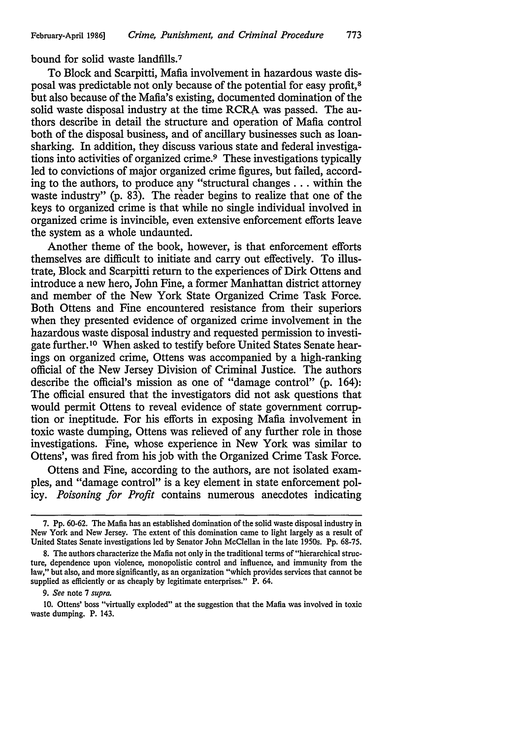bound for solid waste landfills.[7]

To Block and Scarpitti, Mafia involvement in hazardous waste disposal was predictable not only because of the potential for easy profit,[8] but also because of the Mafia's existing, documented domination of the solid waste disposal industry at the time RCRA was passed. The authors describe in detail the structure and operation of Mafia control both of the disposal business, and of ancillary businesses such as loansharking. In addition, they discuss various state and federal investigations into activities of organized crime.[9] These investigations typically led to convictions of major organized crime figures, but failed, according to the authors, to produce any "structural changes . . . within the waste industry" (p. 83). The reader begins to realize that one of the keys to organized crime is that while no single individual involved in organized crime is invincible, even extensive enforcement efforts leave the system as a whole undaunted.

Another theme of the book, however, is that enforcement efforts themselves are difficult to initiate and carry out effectively. To illustrate, Block and Scarpitti return to the experiences of Dirk Ottens and introduce a new hero, John Fine, a former Manhattan district attorney and member of the New York State Organized Crime Task Force. Both Ottens and Fine encountered resistance from their superiors when they presented evidence of organized crime involvement in the hazardous waste disposal industry and requested permission to investigate further.[10] When asked to testify before United States Senate hearings on organized crime, Ottens was accompanied by a high-ranking official of the New Jersey Division of Criminal Justice. The authors describe the official's mission as one of "damage control" (p. 164): The official ensured that the investigators did not ask questions that would permit Ottens to reveal evidence of state government corruption or ineptitude. For his efforts in exposing Mafia involvement in toxic waste dumping, Ottens was relieved of any further role in those investigations. Fine, whose experience in New York was similar to Ottens', was fired from his job with the Organized Crime Task Force.

Ottens and Fine, according to the authors, are not isolated examples, and "damage control" is a key element in state enforcement policy. *Poisoning for Profit* contains numerous anecdotes indicating

---

7. Pp. 60-62. The Mafia has an established domination of the solid waste disposal industry in New York and New Jersey. The extent of this domination came to light largely as a result of United States Senate investigations led by Senator John McClellan in the late 1950s. Pp. 68-75.

8. The authors characterize the Mafia not only in the traditional terms of "hierarchical structure, dependence upon violence, monopolistic control and influence, and immunity from the law," but also, and more significantly, as an organization "which provides services that cannot be supplied as efficiently or as cheaply by legitimate enterprises." P. 64.

9. *See* note 7 *supra.*

10. Ottens' boss "virtually exploded" at the suggestion that the Mafia was involved in toxic waste dumping. P. 143.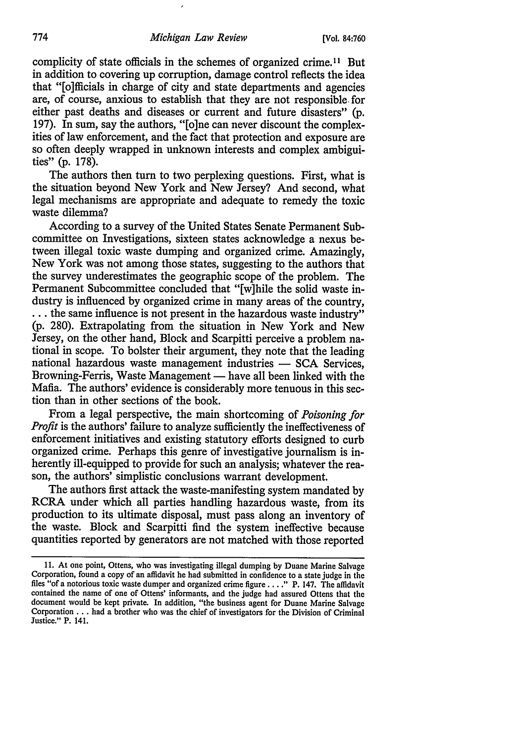complicity of state officials in the schemes of organized crime.[11] But in addition to covering up corruption, damage control reflects the idea that "[o]fficials in charge of city and state departments and agencies are, of course, anxious to establish that they are not responsible for either past deaths and diseases or current and future disasters" (p. 197). In sum, say the authors, "[o]ne can never discount the complexities of law enforcement, and the fact that protection and exposure are so often deeply wrapped in unknown interests and complex ambiguities" (p. 178).

The authors then turn to two perplexing questions. First, what is the situation beyond New York and New Jersey? And second, what legal mechanisms are appropriate and adequate to remedy the toxic waste dilemma?

According to a survey of the United States Senate Permanent Subcommittee on Investigations, sixteen states acknowledge a nexus between illegal toxic waste dumping and organized crime. Amazingly, New York was not among those states, suggesting to the authors that the survey underestimates the geographic scope of the problem. The Permanent Subcommittee concluded that "[w]hile the solid waste industry is influenced by organized crime in many areas of the country, . . . the same influence is not present in the hazardous waste industry" (p. 280). Extrapolating from the situation in New York and New Jersey, on the other hand, Block and Scarpitti perceive a problem national in scope. To bolster their argument, they note that the leading national hazardous waste management industries — SCA Services, Browning-Ferris, Waste Management — have all been linked with the Mafia. The authors' evidence is considerably more tenuous in this section than in other sections of the book.

From a legal perspective, the main shortcoming of *Poisoning for Profit* is the authors' failure to analyze sufficiently the ineffectiveness of enforcement initiatives and existing statutory efforts designed to curb organized crime. Perhaps this genre of investigative journalism is inherently ill-equipped to provide for such an analysis; whatever the reason, the authors' simplistic conclusions warrant development.

The authors first attack the waste-manifesting system mandated by RCRA under which all parties handling hazardous waste, from its production to its ultimate disposal, must pass along an inventory of the waste. Block and Scarpitti find the system ineffective because quantities reported by generators are not matched with those reported

---

11. At one point, Ottens, who was investigating illegal dumping by Duane Marine Salvage Corporation, found a copy of an affidavit he had submitted in confidence to a state judge in the files "of a notorious toxic waste dumper and organized crime figure . . . ." P. 147. The affidavit contained the name of one of Ottens' informants, and the judge had assured Ottens that the document would be kept private. In addition, "the business agent for Duane Marine Salvage Corporation . . . had a brother who was the chief of investigators for the Division of Criminal Justice." P. 141.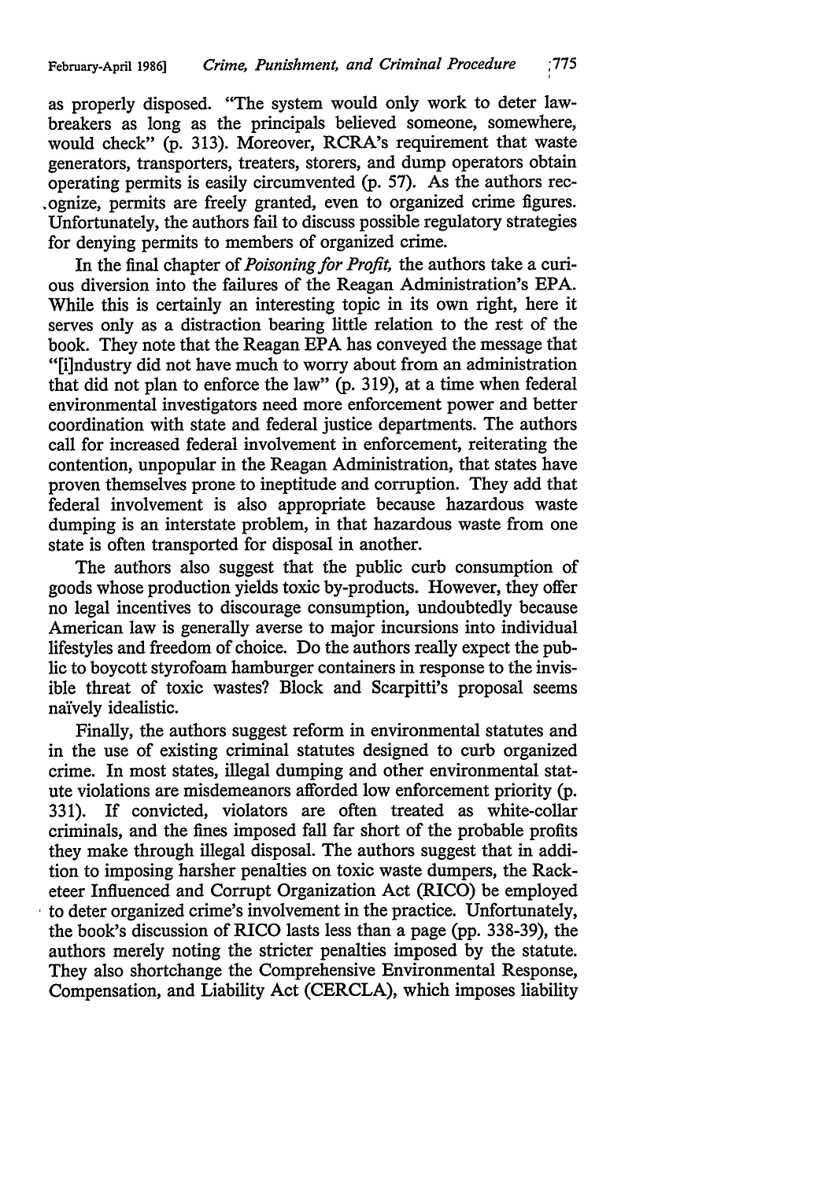as properly disposed. "The system would only work to deter law-breakers as long as the principals believed someone, somewhere, would check" (p. 313). Moreover, RCRA's requirement that waste generators, transporters, treaters, storers, and dump operators obtain operating permits is easily circumvented (p. 57). As the authors recognize, permits are freely granted, even to organized crime figures. Unfortunately, the authors fail to discuss possible regulatory strategies for denying permits to members of organized crime.

In the final chapter of *Poisoning for Profit,* the authors take a curious diversion into the failures of the Reagan Administration's EPA. While this is certainly an interesting topic in its own right, here it serves only as a distraction bearing little relation to the rest of the book. They note that the Reagan EPA has conveyed the message that "[i]ndustry did not have much to worry about from an administration that did not plan to enforce the law" (p. 319), at a time when federal environmental investigators need more enforcement power and better coordination with state and federal justice departments. The authors call for increased federal involvement in enforcement, reiterating the contention, unpopular in the Reagan Administration, that states have proven themselves prone to ineptitude and corruption. They add that federal involvement is also appropriate because hazardous waste dumping is an interstate problem, in that hazardous waste from one state is often transported for disposal in another.

The authors also suggest that the public curb consumption of goods whose production yields toxic by-products. However, they offer no legal incentives to discourage consumption, undoubtedly because American law is generally averse to major incursions into individual lifestyles and freedom of choice. Do the authors really expect the public to boycott styrofoam hamburger containers in response to the invisible threat of toxic wastes? Block and Scarpitti's proposal seems naïvely idealistic.

Finally, the authors suggest reform in environmental statutes and in the use of existing criminal statutes designed to curb organized crime. In most states, illegal dumping and other environmental statute violations are misdemeanors afforded low enforcement priority (p. 331). If convicted, violators are often treated as white-collar criminals, and the fines imposed fall far short of the probable profits they make through illegal disposal. The authors suggest that in addition to imposing harsher penalties on toxic waste dumpers, the Racketeer Influenced and Corrupt Organization Act (RICO) be employed to deter organized crime's involvement in the practice. Unfortunately, the book's discussion of RICO lasts less than a page (pp. 338-39), the authors merely noting the stricter penalties imposed by the statute. They also shortchange the Comprehensive Environmental Response, Compensation, and Liability Act (CERCLA), which imposes liability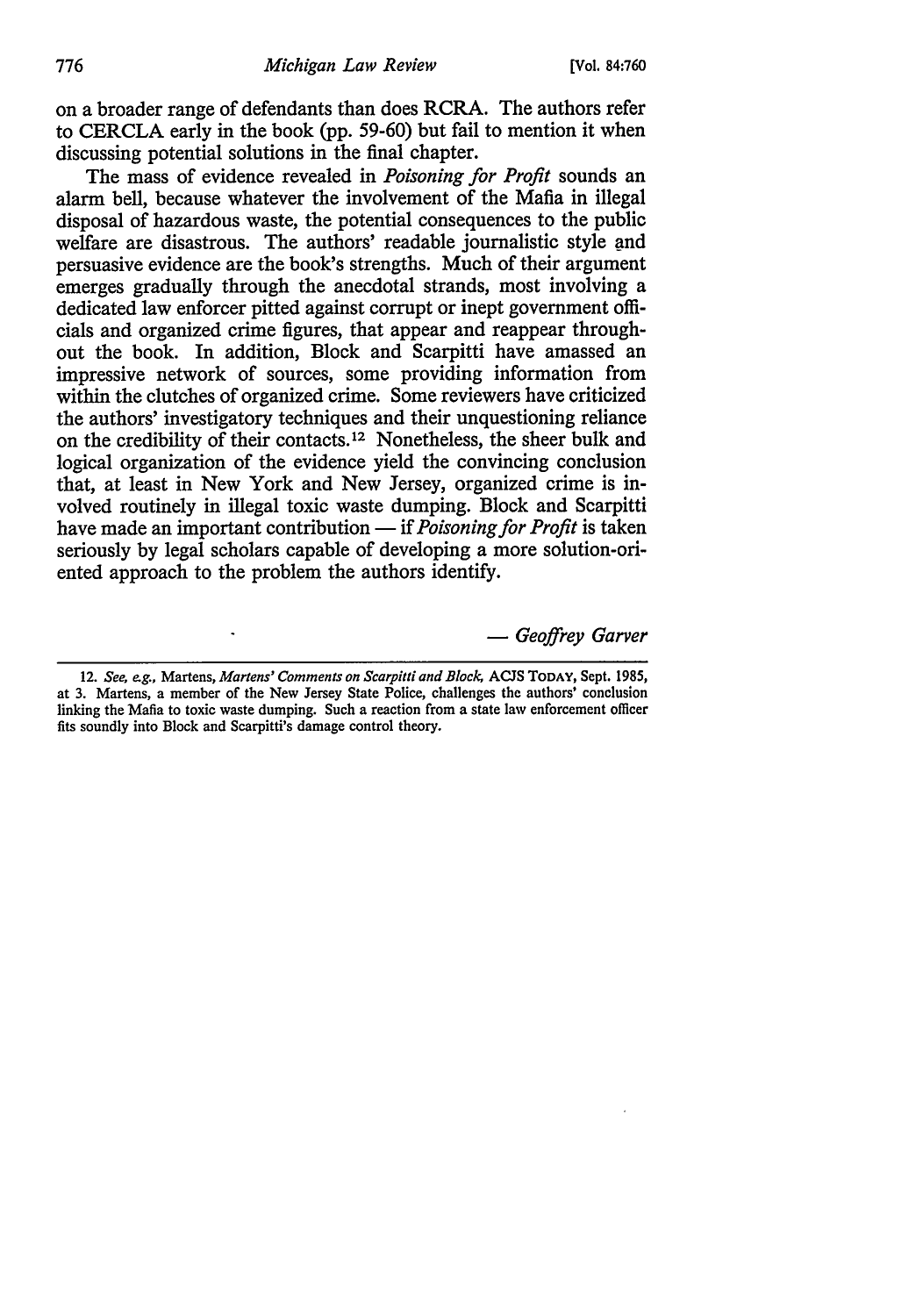on a broader range of defendants than does RCRA. The authors refer to CERCLA early in the book (pp. 59-60) but fail to mention it when discussing potential solutions in the final chapter.

The mass of evidence revealed in *Poisoning for Profit* sounds an alarm bell, because whatever the involvement of the Mafia in illegal disposal of hazardous waste, the potential consequences to the public welfare are disastrous. The authors' readable journalistic style and persuasive evidence are the book's strengths. Much of their argument emerges gradually through the anecdotal strands, most involving a dedicated law enforcer pitted against corrupt or inept government officials and organized crime figures, that appear and reappear throughout the book. In addition, Block and Scarpitti have amassed an impressive network of sources, some providing information from within the clutches of organized crime. Some reviewers have criticized the authors' investigatory techniques and their unquestioning reliance on the credibility of their contacts.[12] Nonetheless, the sheer bulk and logical organization of the evidence yield the convincing conclusion that, at least in New York and New Jersey, organized crime is involved routinely in illegal toxic waste dumping. Block and Scarpitti have made an important contribution — if *Poisoning for Profit* is taken seriously by legal scholars capable of developing a more solution-oriented approach to the problem the authors identify.

— *Geoffrey Garver*

---

12. *See, e.g.*, Martens, *Martens' Comments on Scarpitti and Block*, ACJS TODAY, Sept. 1985, at 3. Martens, a member of the New Jersey State Police, challenges the authors' conclusion linking the Mafia to toxic waste dumping. Such a reaction from a state law enforcement officer fits soundly into Block and Scarpitti's damage control theory.